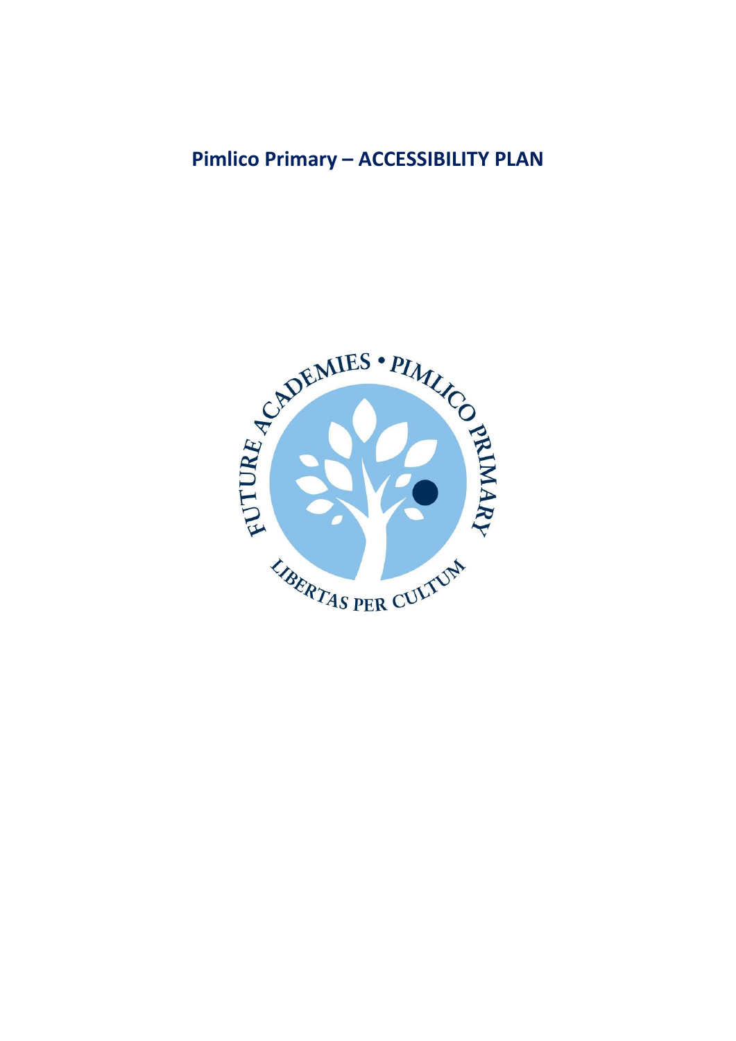# Pimlico Primary – ACCESSIBILITY PLAN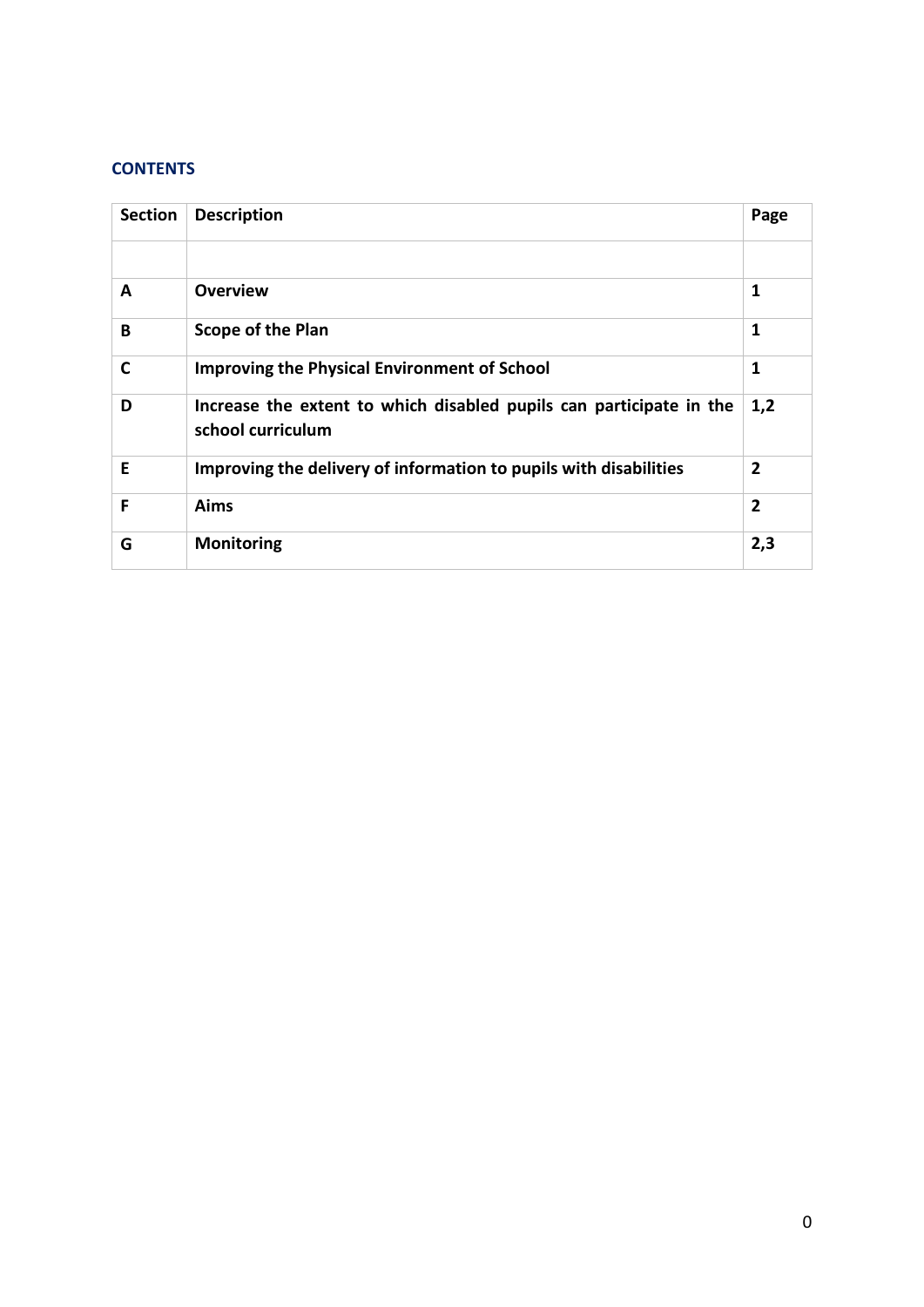## CONTENTS

| Section | Description | Page |
|---|---|---|
| | | |
| **A** | **Overview** | **1** |
| **B** | **Scope of the Plan** | **1** |
| **C** | **Improving the Physical Environment of School** | **1** |
| **D** | **Increase the extent to which disabled pupils can participate in the school curriculum** | **1,2** |
| **E** | **Improving the delivery of information to pupils with disabilities** | **2** |
| **F** | **Aims** | **2** |
| **G** | **Monitoring** | **2,3** |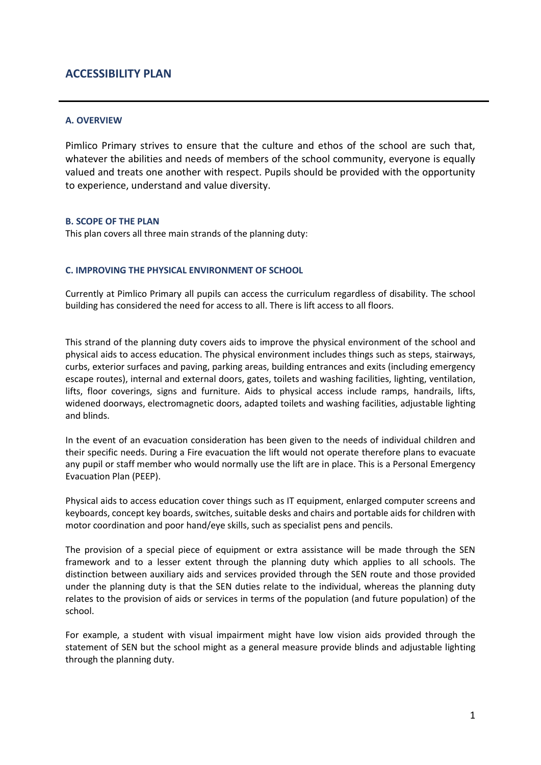# ACCESSIBILITY PLAN

### A. OVERVIEW

Pimlico Primary strives to ensure that the culture and ethos of the school are such that, whatever the abilities and needs of members of the school community, everyone is equally valued and treats one another with respect. Pupils should be provided with the opportunity to experience, understand and value diversity.

### B. SCOPE OF THE PLAN

This plan covers all three main strands of the planning duty:

### C. IMPROVING THE PHYSICAL ENVIRONMENT OF SCHOOL

Currently at Pimlico Primary all pupils can access the curriculum regardless of disability. The school building has considered the need for access to all. There is lift access to all floors.

This strand of the planning duty covers aids to improve the physical environment of the school and physical aids to access education. The physical environment includes things such as steps, stairways, curbs, exterior surfaces and paving, parking areas, building entrances and exits (including emergency escape routes), internal and external doors, gates, toilets and washing facilities, lighting, ventilation, lifts, floor coverings, signs and furniture. Aids to physical access include ramps, handrails, lifts, widened doorways, electromagnetic doors, adapted toilets and washing facilities, adjustable lighting and blinds.

In the event of an evacuation consideration has been given to the needs of individual children and their specific needs. During a Fire evacuation the lift would not operate therefore plans to evacuate any pupil or staff member who would normally use the lift are in place. This is a Personal Emergency Evacuation Plan (PEEP).

Physical aids to access education cover things such as IT equipment, enlarged computer screens and keyboards, concept key boards, switches, suitable desks and chairs and portable aids for children with motor coordination and poor hand/eye skills, such as specialist pens and pencils.

The provision of a special piece of equipment or extra assistance will be made through the SEN framework and to a lesser extent through the planning duty which applies to all schools. The distinction between auxiliary aids and services provided through the SEN route and those provided under the planning duty is that the SEN duties relate to the individual, whereas the planning duty relates to the provision of aids or services in terms of the population (and future population) of the school.

For example, a student with visual impairment might have low vision aids provided through the statement of SEN but the school might as a general measure provide blinds and adjustable lighting through the planning duty.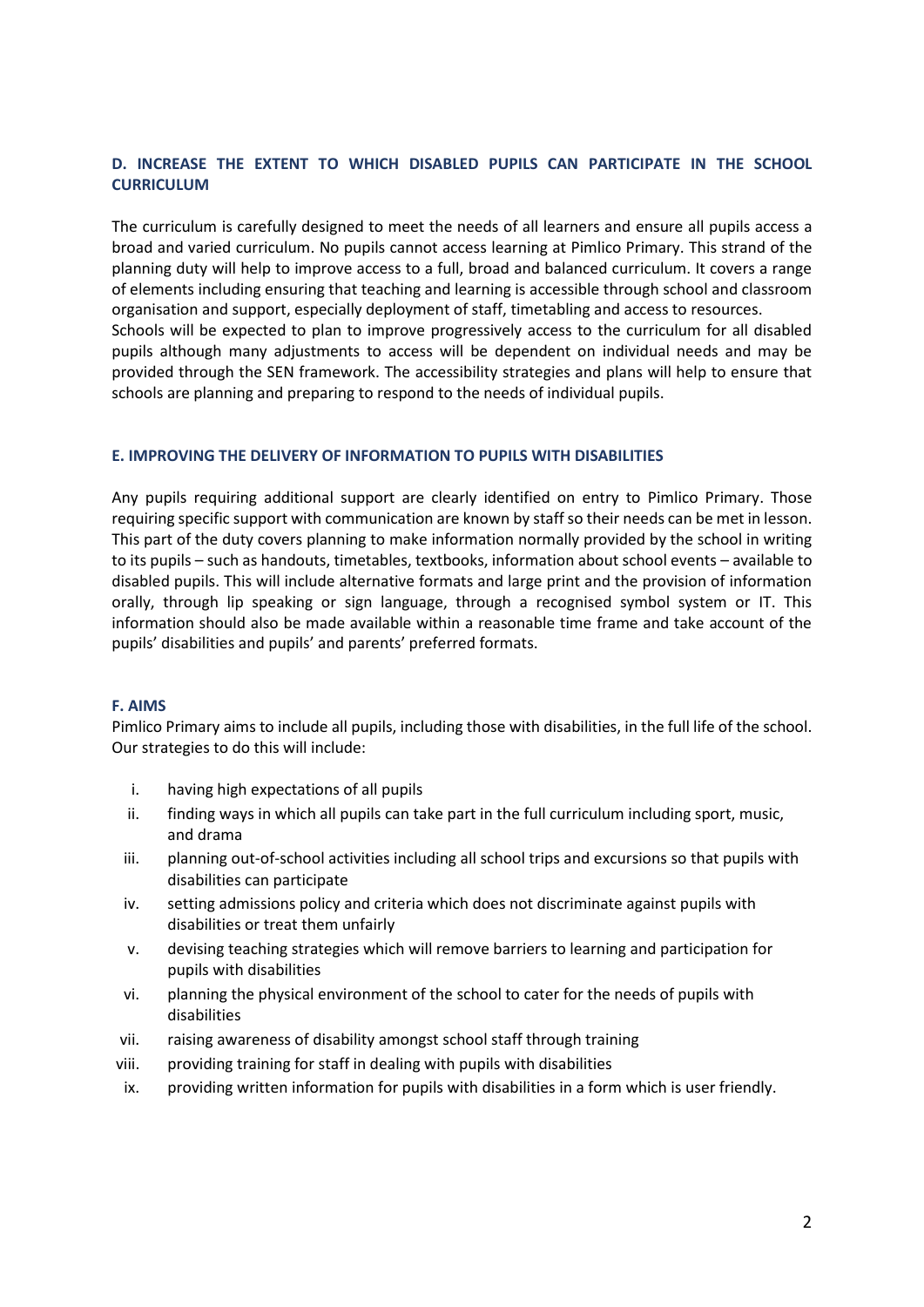## D. INCREASE THE EXTENT TO WHICH DISABLED PUPILS CAN PARTICIPATE IN THE SCHOOL CURRICULUM

The curriculum is carefully designed to meet the needs of all learners and ensure all pupils access a broad and varied curriculum. No pupils cannot access learning at Pimlico Primary. This strand of the planning duty will help to improve access to a full, broad and balanced curriculum. It covers a range of elements including ensuring that teaching and learning is accessible through school and classroom organisation and support, especially deployment of staff, timetabling and access to resources.
Schools will be expected to plan to improve progressively access to the curriculum for all disabled pupils although many adjustments to access will be dependent on individual needs and may be provided through the SEN framework. The accessibility strategies and plans will help to ensure that schools are planning and preparing to respond to the needs of individual pupils.

## E. IMPROVING THE DELIVERY OF INFORMATION TO PUPILS WITH DISABILITIES

Any pupils requiring additional support are clearly identified on entry to Pimlico Primary. Those requiring specific support with communication are known by staff so their needs can be met in lesson. This part of the duty covers planning to make information normally provided by the school in writing to its pupils – such as handouts, timetables, textbooks, information about school events – available to disabled pupils. This will include alternative formats and large print and the provision of information orally, through lip speaking or sign language, through a recognised symbol system or IT. This information should also be made available within a reasonable time frame and take account of the pupils' disabilities and pupils' and parents' preferred formats.

## F. AIMS

Pimlico Primary aims to include all pupils, including those with disabilities, in the full life of the school. Our strategies to do this will include:

i. having high expectations of all pupils
ii. finding ways in which all pupils can take part in the full curriculum including sport, music, and drama
iii. planning out-of-school activities including all school trips and excursions so that pupils with disabilities can participate
iv. setting admissions policy and criteria which does not discriminate against pupils with disabilities or treat them unfairly
v. devising teaching strategies which will remove barriers to learning and participation for pupils with disabilities
vi. planning the physical environment of the school to cater for the needs of pupils with disabilities
vii. raising awareness of disability amongst school staff through training
viii. providing training for staff in dealing with pupils with disabilities
ix. providing written information for pupils with disabilities in a form which is user friendly.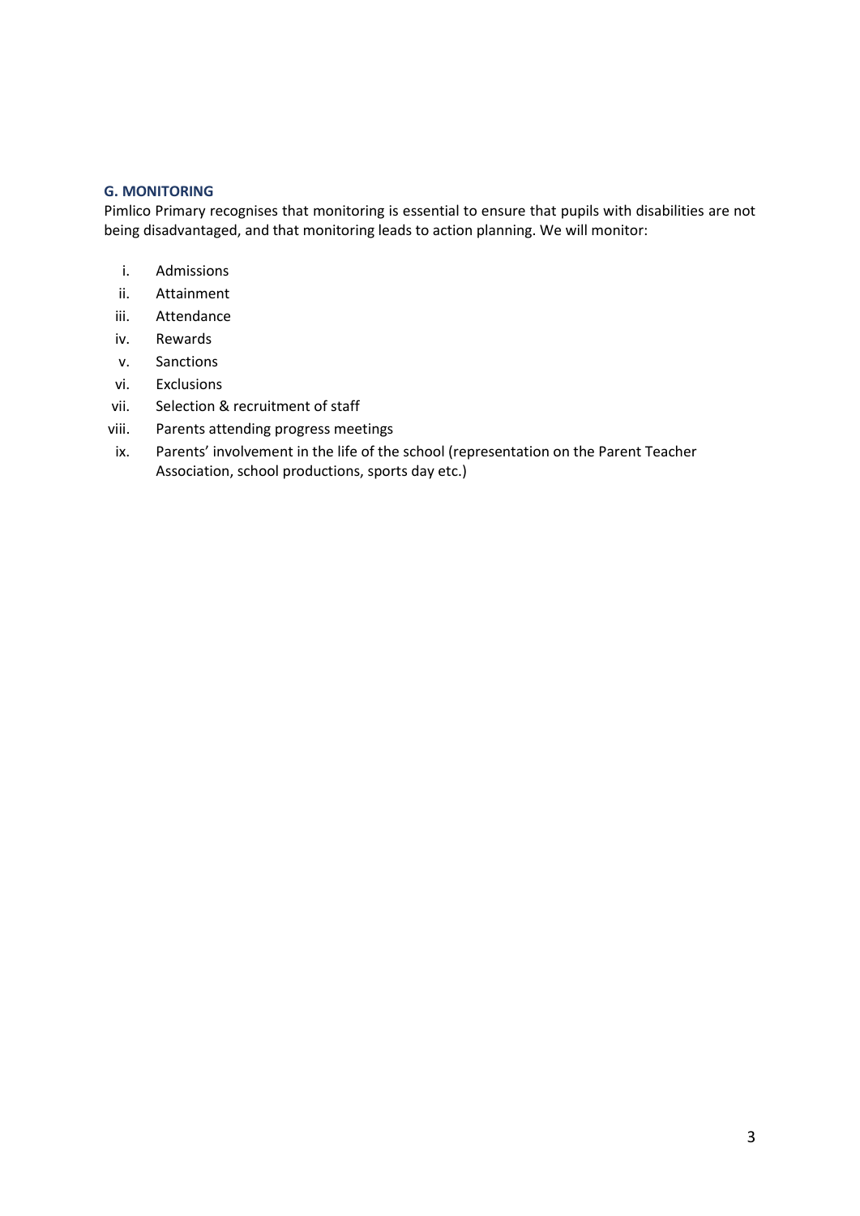### G. MONITORING

Pimlico Primary recognises that monitoring is essential to ensure that pupils with disabilities are not being disadvantaged, and that monitoring leads to action planning. We will monitor:

i. Admissions
ii. Attainment
iii. Attendance
iv. Rewards
v. Sanctions
vi. Exclusions
vii. Selection & recruitment of staff
viii. Parents attending progress meetings
ix. Parents' involvement in the life of the school (representation on the Parent Teacher Association, school productions, sports day etc.)